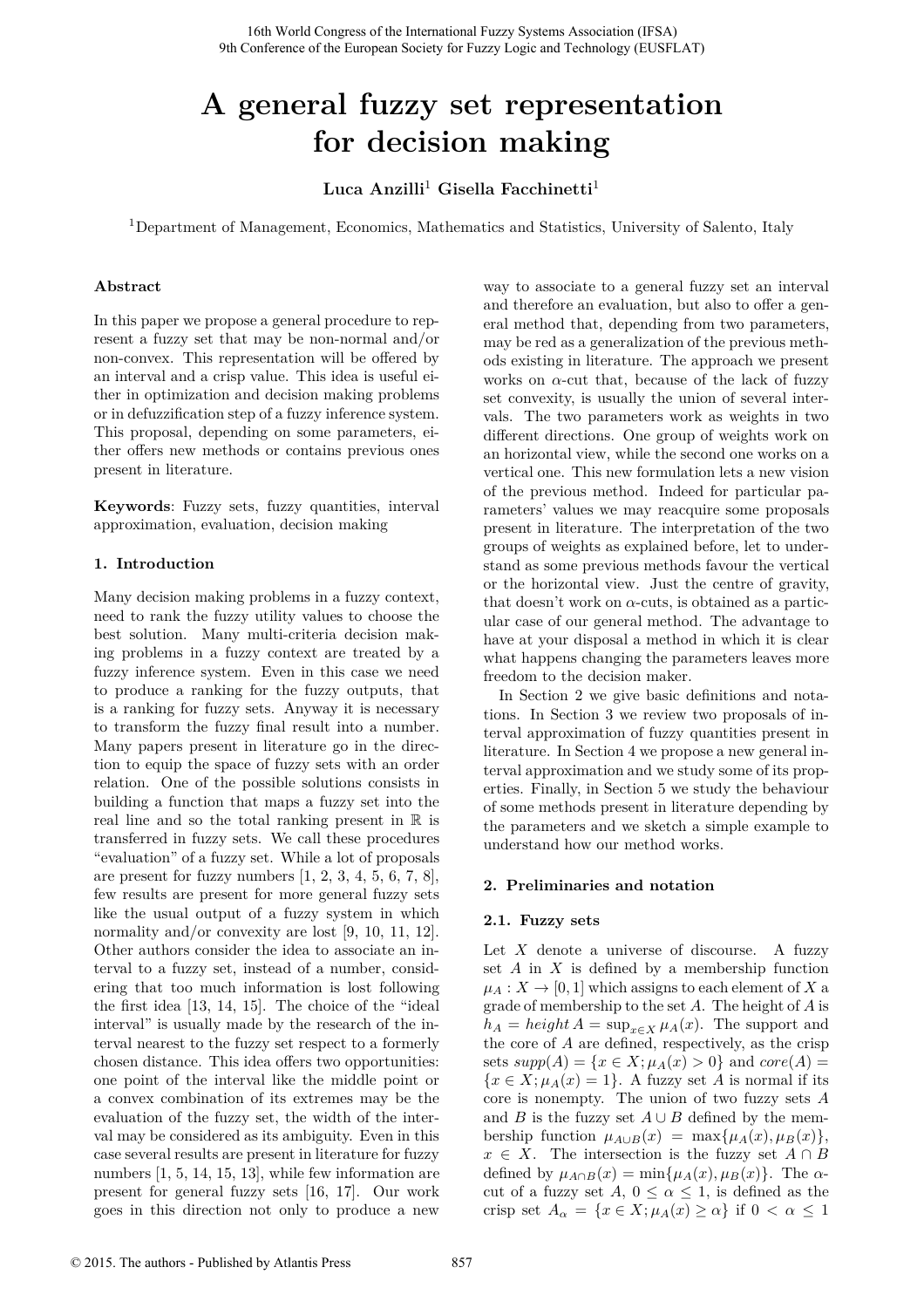# A general fuzzy set representation for decision making

**Luca Anzilli[1] Gisella Facchinetti[1]**

[1]Department of Management, Economics, Mathematics and Statistics, University of Salento, Italy

## Abstract

In this paper we propose a general procedure to represent a fuzzy set that may be non-normal and/or non-convex. This representation will be offered by an interval and a crisp value. This idea is useful either in optimization and decision making problems or in defuzzification step of a fuzzy inference system. This proposal, depending on some parameters, either offers new methods or contains previous ones present in literature.

**Keywords**: Fuzzy sets, fuzzy quantities, interval approximation, evaluation, decision making

## 1. Introduction

Many decision making problems in a fuzzy context, need to rank the fuzzy utility values to choose the best solution. Many multi-criteria decision making problems in a fuzzy context are treated by a fuzzy inference system. Even in this case we need to produce a ranking for the fuzzy outputs, that is a ranking for fuzzy sets. Anyway it is necessary to transform the fuzzy final result into a number. Many papers present in literature go in the direction to equip the space of fuzzy sets with an order relation. One of the possible solutions consists in building a function that maps a fuzzy set into the real line and so the total ranking present in $\mathbb{R}$ is transferred in fuzzy sets. We call these procedures "evaluation" of a fuzzy set. While a lot of proposals are present for fuzzy numbers [1, 2, 3, 4, 5, 6, 7, 8], few results are present for more general fuzzy sets like the usual output of a fuzzy system in which normality and/or convexity are lost [9, 10, 11, 12]. Other authors consider the idea to associate an interval to a fuzzy set, instead of a number, considering that too much information is lost following the first idea [13, 14, 15]. The choice of the "ideal interval" is usually made by the research of the interval nearest to the fuzzy set respect to a formerly chosen distance. This idea offers two opportunities: one point of the interval like the middle point or a convex combination of its extremes may be the evaluation of the fuzzy set, the width of the interval may be considered as its ambiguity. Even in this case several results are present in literature for fuzzy numbers [1, 5, 14, 15, 13], while few information are present for general fuzzy sets [16, 17]. Our work goes in this direction not only to produce a new way to associate to a general fuzzy set an interval and therefore an evaluation, but also to offer a general method that, depending from two parameters, may be red as a generalization of the previous methods existing in literature. The approach we present works on $\alpha$-cut that, because of the lack of fuzzy set convexity, is usually the union of several intervals. The two parameters work as weights in two different directions. One group of weights work on an horizontal view, while the second one works on a vertical one. This new formulation lets a new vision of the previous method. Indeed for particular parameters' values we may reacquire some proposals present in literature. The interpretation of the two groups of weights as explained before, let to understand as some previous methods favour the vertical or the horizontal view. Just the centre of gravity, that doesn't work on $\alpha$-cuts, is obtained as a particular case of our general method. The advantage to have at your disposal a method in which it is clear what happens changing the parameters leaves more freedom to the decision maker.

In Section 2 we give basic definitions and notations. In Section 3 we review two proposals of interval approximation of fuzzy quantities present in literature. In Section 4 we propose a new general interval approximation and we study some of its properties. Finally, in Section 5 we study the behaviour of some methods present in literature depending by the parameters and we sketch a simple example to understand how our method works.

## 2. Preliminaries and notation

### 2.1. Fuzzy sets

Let $X$ denote a universe of discourse. A fuzzy set $A$ in $X$ is defined by a membership function $\mu_A : X \to [0, 1]$ which assigns to each element of $X$ a grade of membership to the set $A$. The height of $A$ is $h_A = height\, A = \sup_{x \in X} \mu_A(x)$. The support and the core of $A$ are defined, respectively, as the crisp sets $supp(A) = \{x \in X; \mu_A(x) > 0\}$ and $core(A) = \{x \in X; \mu_A(x) = 1\}$. A fuzzy set $A$ is normal if its core is nonempty. The union of two fuzzy sets $A$ and $B$ is the fuzzy set $A \cup B$ defined by the membership function $\mu_{A \cup B}(x) = \max\{\mu_A(x), \mu_B(x)\}$, $x \in X$. The intersection is the fuzzy set $A \cap B$ defined by $\mu_{A \cap B}(x) = \min\{\mu_A(x), \mu_B(x)\}$. The $\alpha$-cut of a fuzzy set $A$, $0 \le \alpha \le 1$, is defined as the crisp set $A_\alpha = \{x \in X; \mu_A(x) \ge \alpha\}$ if $0 < \alpha \le 1$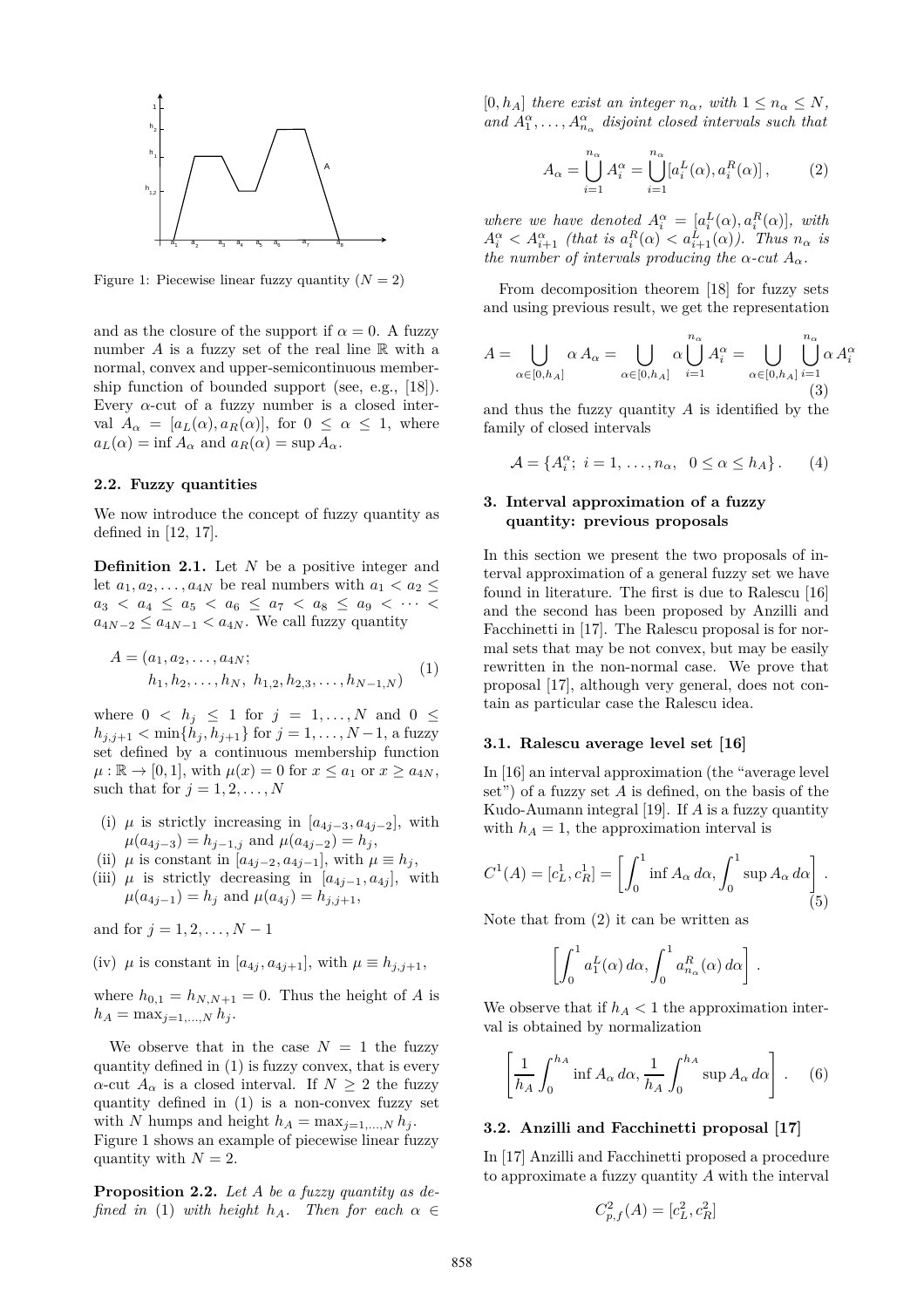Figure 1: Piecewise linear fuzzy quantity ($N = 2$)

and as the closure of the support if $\alpha = 0$. A fuzzy number $A$ is a fuzzy set of the real line $\mathbb{R}$ with a normal, convex and upper-semicontinuous membership function of bounded support (see, e.g., [18]). Every $\alpha$-cut of a fuzzy number is a closed interval $A_\alpha = [a_L(\alpha), a_R(\alpha)]$, for $0 \le \alpha \le 1$, where $a_L(\alpha) = \inf A_\alpha$ and $a_R(\alpha) = \sup A_\alpha$.

### 2.2. Fuzzy quantities

We now introduce the concept of fuzzy quantity as defined in [12, 17].

**Definition 2.1.** Let $N$ be a positive integer and let $a_1, a_2, \ldots, a_{4N}$ be real numbers with $a_1 < a_2 \le a_3 < a_4 \le a_5 < a_6 \le a_7 < a_8 \le a_9 < \cdots < a_{4N-2} \le a_{4N-1} < a_{4N}$. We call fuzzy quantity

$$A = (a_1, a_2, \ldots, a_{4N}; \\ h_1, h_2, \ldots, h_N,\ h_{1,2}, h_{2,3}, \ldots, h_{N-1,N}) \tag{1}$$

where $0 < h_j \le 1$ for $j = 1, \ldots, N$ and $0 \le h_{j,j+1} < \min\{h_j, h_{j+1}\}$ for $j = 1, \ldots, N-1$, a fuzzy set defined by a continuous membership function $\mu : \mathbb{R} \to [0, 1]$, with $\mu(x) = 0$ for $x \le a_1$ or $x \ge a_{4N}$, such that for $j = 1, 2, \ldots, N$

(i) $\mu$ is strictly increasing in $[a_{4j-3}, a_{4j-2}]$, with $\mu(a_{4j-3}) = h_{j-1,j}$ and $\mu(a_{4j-2}) = h_j$,

(ii) $\mu$ is constant in $[a_{4j-2}, a_{4j-1}]$, with $\mu \equiv h_j$,

(iii) $\mu$ is strictly decreasing in $[a_{4j-1}, a_{4j}]$, with $\mu(a_{4j-1}) = h_j$ and $\mu(a_{4j}) = h_{j,j+1}$,

and for $j = 1, 2, \ldots, N-1$

(iv) $\mu$ is constant in $[a_{4j}, a_{4j+1}]$, with $\mu \equiv h_{j,j+1}$,

where $h_{0,1} = h_{N,N+1} = 0$. Thus the height of $A$ is $h_A = \max_{j=1,\ldots,N} h_j$.

We observe that in the case $N = 1$ the fuzzy quantity defined in (1) is fuzzy convex, that is every $\alpha$-cut $A_\alpha$ is a closed interval. If $N \ge 2$ the fuzzy quantity defined in (1) is a non-convex fuzzy set with $N$ humps and height $h_A = \max_{j=1,\ldots,N} h_j$. Figure 1 shows an example of piecewise linear fuzzy quantity with $N = 2$.

**Proposition 2.2.** *Let $A$ be a fuzzy quantity as defined in* (1) *with height $h_A$. Then for each $\alpha \in [0, h_A]$ there exist an integer $n_\alpha$, with $1 \le n_\alpha \le N$, and $A_1^\alpha, \ldots, A_{n_\alpha}^\alpha$ disjoint closed intervals such that*

$$A_\alpha = \bigcup_{i=1}^{n_\alpha} A_i^\alpha = \bigcup_{i=1}^{n_\alpha} [a_i^L(\alpha), a_i^R(\alpha)], \tag{2}$$

*where we have denoted $A_i^\alpha = [a_i^L(\alpha), a_i^R(\alpha)]$, with $A_i^\alpha < A_{i+1}^\alpha$ (that is $a_i^R(\alpha) < a_{i+1}^L(\alpha)$). Thus $n_\alpha$ is the number of intervals producing the $\alpha$-cut $A_\alpha$.*

From decomposition theorem [18] for fuzzy sets and using previous result, we get the representation

$$A = \bigcup_{\alpha \in [0, h_A]} \alpha\, A_\alpha = \bigcup_{\alpha \in [0, h_A]} \alpha \bigcup_{i=1}^{n_\alpha} A_i^\alpha = \bigcup_{\alpha \in [0, h_A]} \bigcup_{i=1}^{n_\alpha} \alpha\, A_i^\alpha \tag{3}$$

and thus the fuzzy quantity $A$ is identified by the family of closed intervals

$$\mathcal{A} = \{A_i^\alpha;\ i = 1, \ldots, n_\alpha,\ \ 0 \le \alpha \le h_A\}. \tag{4}$$

## 3. Interval approximation of a fuzzy quantity: previous proposals

In this section we present the two proposals of interval approximation of a general fuzzy set we have found in literature. The first is due to Ralescu [16] and the second has been proposed by Anzilli and Facchinetti in [17]. The Ralescu proposal is for normal sets that may be not convex, but may be easily rewritten in the non-normal case. We prove that proposal [17], although very general, does not contain as particular case the Ralescu idea.

### 3.1. Ralescu average level set [16]

In [16] an interval approximation (the "average level set") of a fuzzy set $A$ is defined, on the basis of the Kudo-Aumann integral [19]. If $A$ is a fuzzy quantity with $h_A = 1$, the approximation interval is

$$C^1(A) = [c_L^1, c_R^1] = \left[\int_0^1 \inf A_\alpha \, d\alpha, \int_0^1 \sup A_\alpha \, d\alpha\right]. \tag{5}$$

Note that from (2) it can be written as

$$\left[\int_0^1 a_1^L(\alpha)\, d\alpha, \int_0^1 a_{n_\alpha}^R(\alpha)\, d\alpha\right].$$

We observe that if $h_A < 1$ the approximation interval is obtained by normalization

$$\left[\frac{1}{h_A}\int_0^{h_A} \inf A_\alpha \, d\alpha, \frac{1}{h_A}\int_0^{h_A} \sup A_\alpha \, d\alpha\right]. \tag{6}$$

### 3.2. Anzilli and Facchinetti proposal [17]

In [17] Anzilli and Facchinetti proposed a procedure to approximate a fuzzy quantity $A$ with the interval

$$C_{p,f}^2(A) = [c_L^2, c_R^2]$$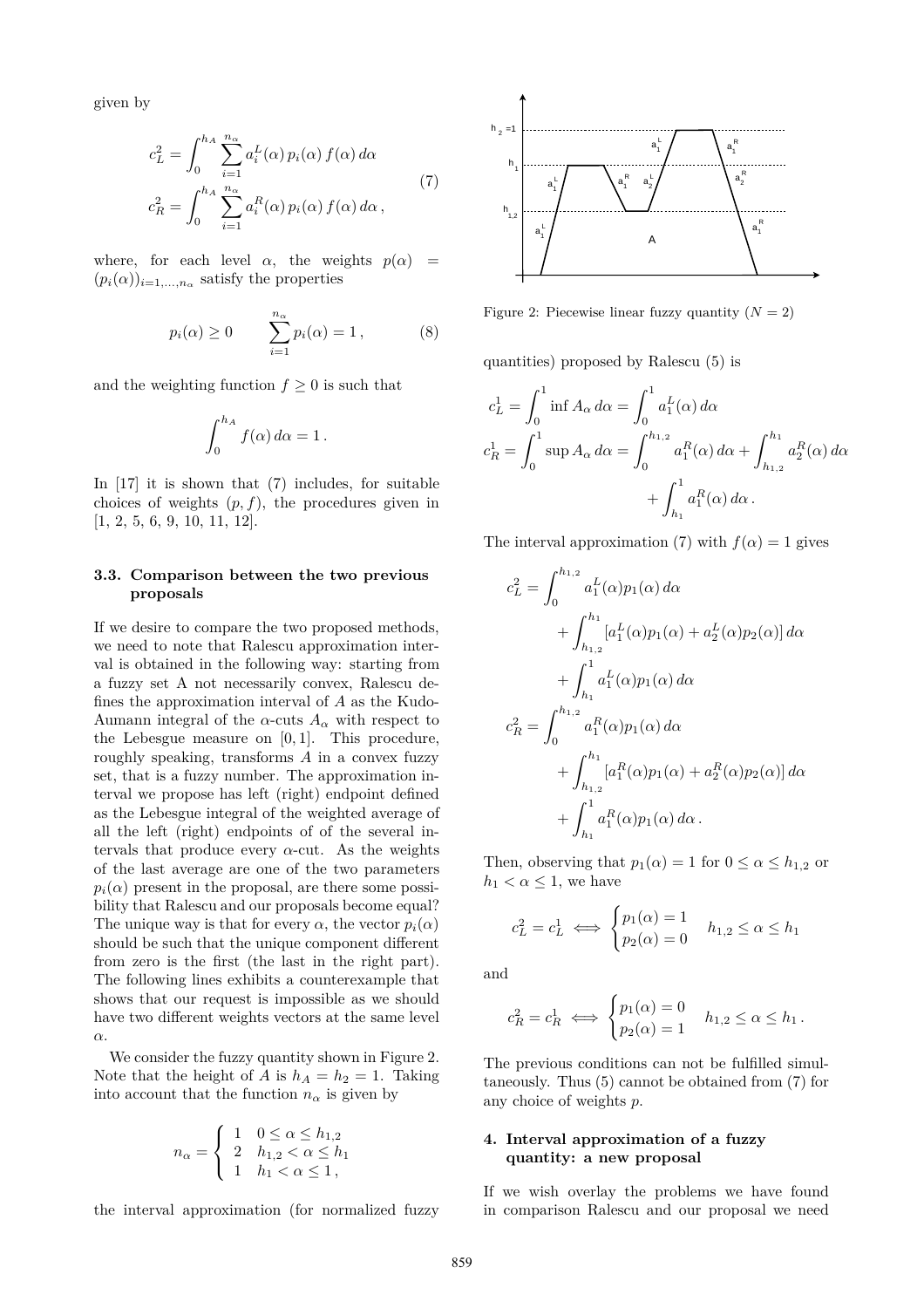given by

$$c_L^2 = \int_0^{h_A} \sum_{i=1}^{n_\alpha} a_i^L(\alpha)\, p_i(\alpha)\, f(\alpha)\, d\alpha$$
$$c_R^2 = \int_0^{h_A} \sum_{i=1}^{n_\alpha} a_i^R(\alpha)\, p_i(\alpha)\, f(\alpha)\, d\alpha\,, \tag{7}$$

where, for each level $\alpha$, the weights $p(\alpha) = (p_i(\alpha))_{i=1,\ldots,n_\alpha}$ satisfy the properties

$$p_i(\alpha) \geq 0 \qquad \sum_{i=1}^{n_\alpha} p_i(\alpha) = 1\,, \tag{8}$$

and the weighting function $f \geq 0$ is such that

$$\int_0^{h_A} f(\alpha)\, d\alpha = 1\,.$$

In [17] it is shown that (7) includes, for suitable choices of weights $(p, f)$, the procedures given in [1, 2, 5, 6, 9, 10, 11, 12].

### 3.3. Comparison between the two previous proposals

If we desire to compare the two proposed methods, we need to note that Ralescu approximation interval is obtained in the following way: starting from a fuzzy set A not necessarily convex, Ralescu defines the approximation interval of $A$ as the Kudo-Aumann integral of the $\alpha$-cuts $A_\alpha$ with respect to the Lebesgue measure on $[0, 1]$. This procedure, roughly speaking, transforms $A$ in a convex fuzzy set, that is a fuzzy number. The approximation interval we propose has left (right) endpoint defined as the Lebesgue integral of the weighted average of all the left (right) endpoints of of the several intervals that produce every $\alpha$-cut. As the weights of the last average are one of the two parameters $p_i(\alpha)$ present in the proposal, are there some possibility that Ralescu and our proposals become equal? The unique way is that for every $\alpha$, the vector $p_i(\alpha)$ should be such that the unique component different from zero is the first (the last in the right part). The following lines exhibits a counterexample that shows that our request is impossible as we should have two different weights vectors at the same level $\alpha$.

We consider the fuzzy quantity shown in Figure 2. Note that the height of $A$ is $h_A = h_2 = 1$. Taking into account that the function $n_\alpha$ is given by

$$n_\alpha = \begin{cases} 1 & 0 \leq \alpha \leq h_{1,2} \\ 2 & h_{1,2} < \alpha \leq h_1 \\ 1 & h_1 < \alpha \leq 1\,, \end{cases}$$

the interval approximation (for normalized fuzzy

Figure 2: Piecewise linear fuzzy quantity ($N = 2$)

quantities) proposed by Ralescu (5) is

$$c_L^1 = \int_0^1 \inf A_\alpha\, d\alpha = \int_0^1 a_1^L(\alpha)\, d\alpha$$
$$c_R^1 = \int_0^1 \sup A_\alpha\, d\alpha = \int_0^{h_{1,2}} a_1^R(\alpha)\, d\alpha + \int_{h_{1,2}}^{h_1} a_2^R(\alpha)\, d\alpha + \int_{h_1}^1 a_1^R(\alpha)\, d\alpha\,.$$

The interval approximation (7) with $f(\alpha) = 1$ gives

$$\begin{aligned} c_L^2 = &\int_0^{h_{1,2}} a_1^L(\alpha) p_1(\alpha)\, d\alpha \\ &+ \int_{h_{1,2}}^{h_1} [a_1^L(\alpha) p_1(\alpha) + a_2^L(\alpha) p_2(\alpha)]\, d\alpha \\ &+ \int_{h_1}^1 a_1^L(\alpha) p_1(\alpha)\, d\alpha \\ c_R^2 = &\int_0^{h_{1,2}} a_1^R(\alpha) p_1(\alpha)\, d\alpha \\ &+ \int_{h_{1,2}}^{h_1} [a_1^R(\alpha) p_1(\alpha) + a_2^R(\alpha) p_2(\alpha)]\, d\alpha \\ &+ \int_{h_1}^1 a_1^R(\alpha) p_1(\alpha)\, d\alpha\,. \end{aligned}$$

Then, observing that $p_1(\alpha) = 1$ for $0 \leq \alpha \leq h_{1,2}$ or $h_1 < \alpha \leq 1$, we have

$$c_L^2 = c_L^1 \iff \begin{cases} p_1(\alpha) = 1 \\ p_2(\alpha) = 0 \end{cases} \quad h_{1,2} \leq \alpha \leq h_1$$

and

$$c_R^2 = c_R^1 \iff \begin{cases} p_1(\alpha) = 0 \\ p_2(\alpha) = 1 \end{cases} \quad h_{1,2} \leq \alpha \leq h_1\,.$$

The previous conditions can not be fulfilled simultaneously. Thus (5) cannot be obtained from (7) for any choice of weights $p$.

## 4. Interval approximation of a fuzzy quantity: a new proposal

If we wish overlay the problems we have found in comparison Ralescu and our proposal we need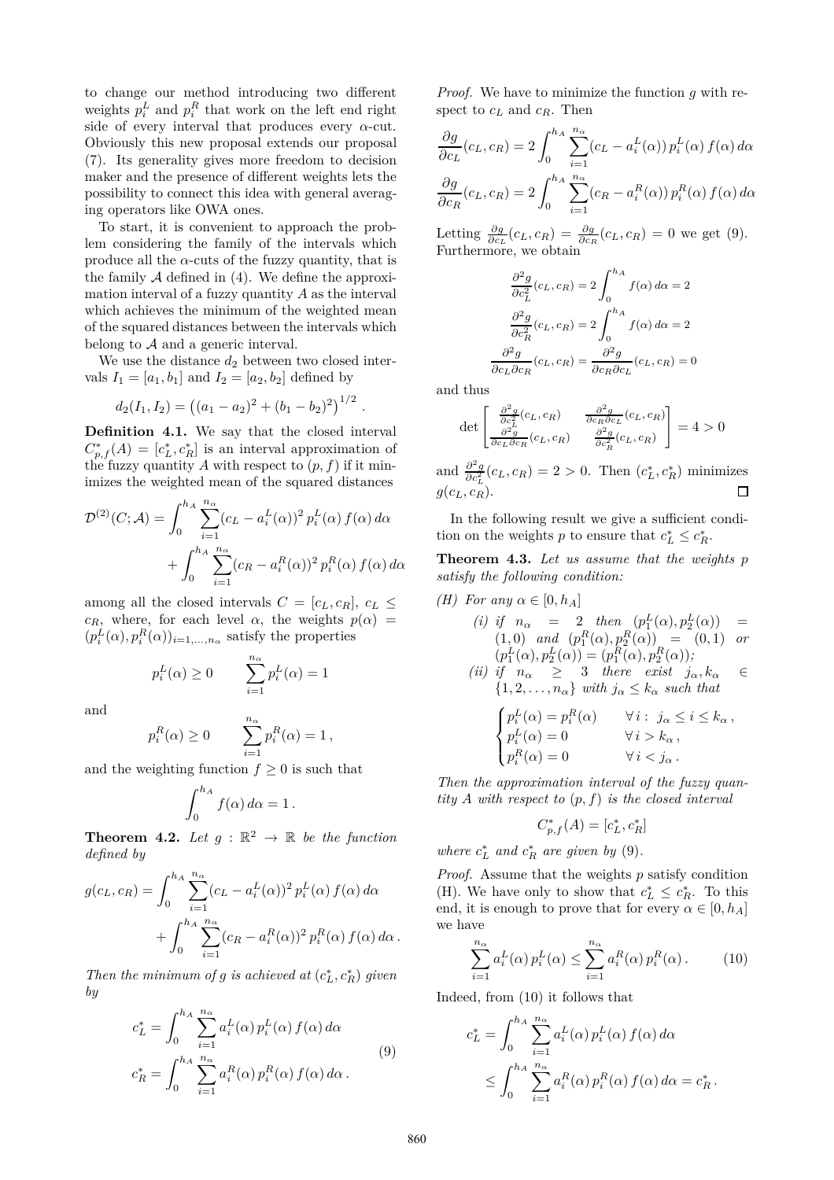to change our method introducing two different weights $p_i^L$ and $p_i^R$ that work on the left end right side of every interval that produces every $\alpha$-cut. Obviously this new proposal extends our proposal (7). Its generality gives more freedom to decision maker and the presence of different weights lets the possibility to connect this idea with general averaging operators like OWA ones.

To start, it is convenient to approach the problem considering the family of the intervals which produce all the $\alpha$-cuts of the fuzzy quantity, that is the family $\mathcal{A}$ defined in (4). We define the approximation interval of a fuzzy quantity $A$ as the interval which achieves the minimum of the weighted mean of the squared distances between the intervals which belong to $\mathcal{A}$ and a generic interval.

We use the distance $d_2$ between two closed intervals $I_1 = [a_1, b_1]$ and $I_2 = [a_2, b_2]$ defined by

$$d_2(I_1, I_2) = \left((a_1 - a_2)^2 + (b_1 - b_2)^2\right)^{1/2} .$$

**Definition 4.1.** We say that the closed interval $C^*_{p,f}(A) = [c_L^*, c_R^*]$ is an interval approximation of the fuzzy quantity $A$ with respect to $(p, f)$ if it minimizes the weighted mean of the squared distances

$$\mathcal{D}^{(2)}(C; \mathcal{A}) = \int_0^{h_A} \sum_{i=1}^{n_\alpha} (c_L - a_i^L(\alpha))^2 \, p_i^L(\alpha) \, f(\alpha) \, d\alpha + \int_0^{h_A} \sum_{i=1}^{n_\alpha} (c_R - a_i^R(\alpha))^2 \, p_i^R(\alpha) \, f(\alpha) \, d\alpha$$

among all the closed intervals $C = [c_L, c_R]$, $c_L \leq c_R$, where, for each level $\alpha$, the weights $p(\alpha) = (p_i^L(\alpha), p_i^R(\alpha))_{i=1,\ldots,n_\alpha}$ satisfy the properties

$$p_i^L(\alpha) \geq 0 \qquad \sum_{i=1}^{n_\alpha} p_i^L(\alpha) = 1$$

and

$$p_i^R(\alpha) \geq 0 \qquad \sum_{i=1}^{n_\alpha} p_i^R(\alpha) = 1 ,$$

and the weighting function $f \geq 0$ is such that

$$\int_0^{h_A} f(\alpha) \, d\alpha = 1 .$$

**Theorem 4.2.** *Let $g : \mathbb{R}^2 \to \mathbb{R}$ be the function defined by*

$$g(c_L, c_R) = \int_0^{h_A} \sum_{i=1}^{n_\alpha} (c_L - a_i^L(\alpha))^2 \, p_i^L(\alpha) \, f(\alpha) \, d\alpha + \int_0^{h_A} \sum_{i=1}^{n_\alpha} (c_R - a_i^R(\alpha))^2 \, p_i^R(\alpha) \, f(\alpha) \, d\alpha .$$

*Then the minimum of $g$ is achieved at $(c_L^*, c_R^*)$ given by*

$$c_L^* = \int_0^{h_A} \sum_{i=1}^{n_\alpha} a_i^L(\alpha) \, p_i^L(\alpha) \, f(\alpha) \, d\alpha$$
$$c_R^* = \int_0^{h_A} \sum_{i=1}^{n_\alpha} a_i^R(\alpha) \, p_i^R(\alpha) \, f(\alpha) \, d\alpha . \tag{9}$$

*Proof.* We have to minimize the function $g$ with respect to $c_L$ and $c_R$. Then

$$\frac{\partial g}{\partial c_L}(c_L, c_R) = 2 \int_0^{h_A} \sum_{i=1}^{n_\alpha} (c_L - a_i^L(\alpha)) \, p_i^L(\alpha) \, f(\alpha) \, d\alpha$$

$$\frac{\partial g}{\partial c_R}(c_L, c_R) = 2 \int_0^{h_A} \sum_{i=1}^{n_\alpha} (c_R - a_i^R(\alpha)) \, p_i^R(\alpha) \, f(\alpha) \, d\alpha$$

Letting $\frac{\partial g}{\partial c_L}(c_L, c_R) = \frac{\partial g}{\partial c_R}(c_L, c_R) = 0$ we get (9). Furthermore, we obtain

$$\frac{\partial^2 g}{\partial c_L^2}(c_L, c_R) = 2 \int_0^{h_A} f(\alpha) \, d\alpha = 2$$

$$\frac{\partial^2 g}{\partial c_R^2}(c_L, c_R) = 2 \int_0^{h_A} f(\alpha) \, d\alpha = 2$$

$$\frac{\partial^2 g}{\partial c_L \partial c_R}(c_L, c_R) = \frac{\partial^2 g}{\partial c_R \partial c_L}(c_L, c_R) = 0$$

and thus

$$\det \begin{bmatrix} \frac{\partial^2 g}{\partial c_L^2}(c_L, c_R) & \frac{\partial^2 g}{\partial c_R \partial c_L}(c_L, c_R) \\ \frac{\partial^2 g}{\partial c_L \partial c_R}(c_L, c_R) & \frac{\partial^2 g}{\partial c_R^2}(c_L, c_R) \end{bmatrix} = 4 > 0$$

and $\frac{\partial^2 g}{\partial c_L^2}(c_L, c_R) = 2 > 0$. Then $(c_L^*, c_R^*)$ minimizes $g(c_L, c_R)$. $\square$

In the following result we give a sufficient condition on the weights $p$ to ensure that $c_L^* \leq c_R^*$.

**Theorem 4.3.** *Let us assume that the weights $p$ satisfy the following condition:*

*(H) For any $\alpha \in [0, h_A]$*

*(i) if $n_\alpha = 2$ then $(p_1^L(\alpha), p_2^L(\alpha)) = (1, 0)$ and $(p_1^R(\alpha), p_2^R(\alpha)) = (0, 1)$ or $(p_1^L(\alpha), p_2^L(\alpha)) = (p_1^R(\alpha), p_2^R(\alpha))$;*

*(ii) if $n_\alpha \geq 3$ there exist $j_\alpha, k_\alpha \in \{1, 2, \ldots, n_\alpha\}$ with $j_\alpha \leq k_\alpha$ such that*

$$\begin{cases} p_i^L(\alpha) = p_i^R(\alpha) & \forall \, i : \; j_\alpha \leq i \leq k_\alpha , \\ p_i^L(\alpha) = 0 & \forall \, i > k_\alpha , \\ p_i^R(\alpha) = 0 & \forall \, i < j_\alpha . \end{cases}$$

*Then the approximation interval of the fuzzy quantity $A$ with respect to $(p, f)$ is the closed interval*

$$C^*_{p,f}(A) = [c_L^*, c_R^*]$$

*where $c_L^*$ and $c_R^*$ are given by (9).*

*Proof.* Assume that the weights $p$ satisfy condition (H). We have only to show that $c_L^* \leq c_R^*$. To this end, it is enough to prove that for every $\alpha \in [0, h_A]$ we have

$$\sum_{i=1}^{n_\alpha} a_i^L(\alpha) \, p_i^L(\alpha) \leq \sum_{i=1}^{n_\alpha} a_i^R(\alpha) \, p_i^R(\alpha) . \tag{10}$$

Indeed, from (10) it follows that

$$c_L^* = \int_0^{h_A} \sum_{i=1}^{n_\alpha} a_i^L(\alpha) \, p_i^L(\alpha) \, f(\alpha) \, d\alpha \leq \int_0^{h_A} \sum_{i=1}^{n_\alpha} a_i^R(\alpha) \, p_i^R(\alpha) \, f(\alpha) \, d\alpha = c_R^* .$$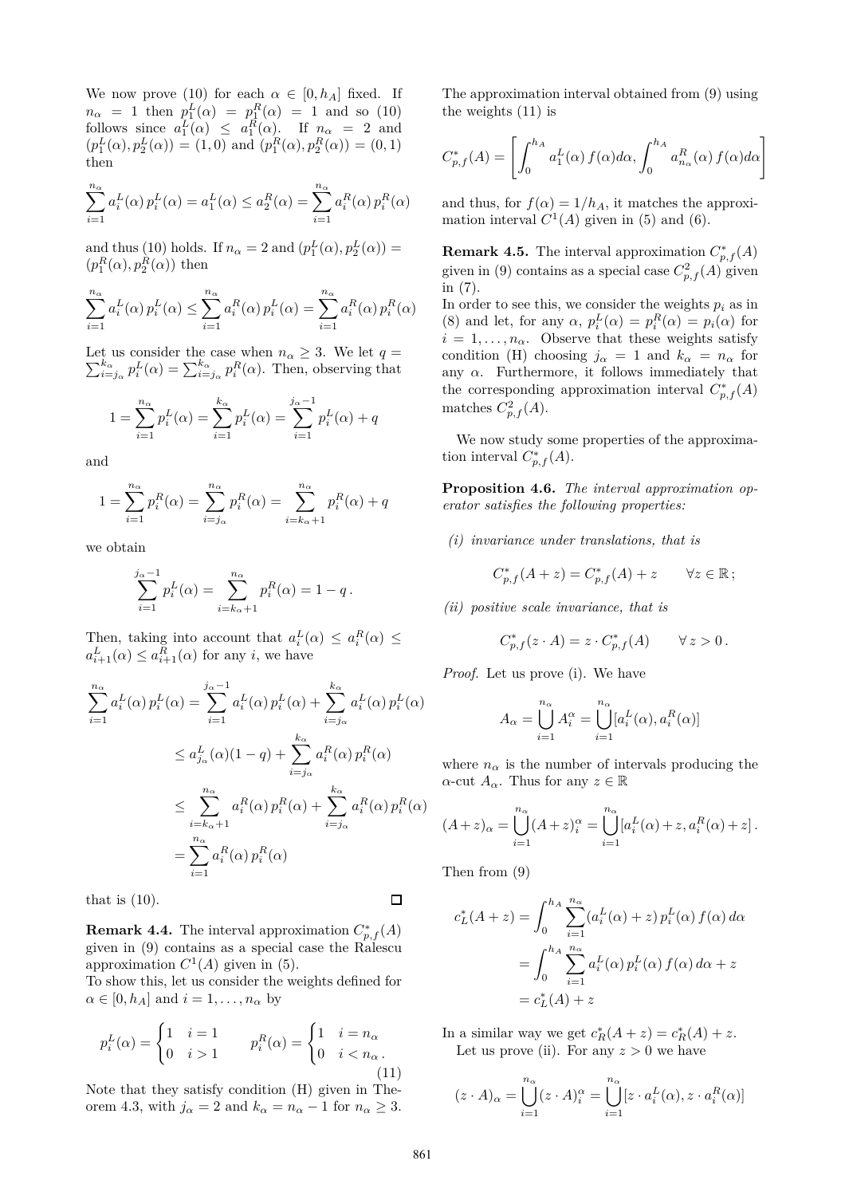We now prove (10) for each $\alpha \in [0, h_A]$ fixed. If $n_\alpha = 1$ then $p_1^L(\alpha) = p_1^R(\alpha) = 1$ and so (10) follows since $a_1^L(\alpha) \le a_1^R(\alpha)$. If $n_\alpha = 2$ and $(p_1^L(\alpha), p_2^L(\alpha)) = (1, 0)$ and $(p_1^R(\alpha), p_2^R(\alpha)) = (0, 1)$ then

$$\sum_{i=1}^{n_\alpha} a_i^L(\alpha)\, p_i^L(\alpha) = a_1^L(\alpha) \le a_2^R(\alpha) = \sum_{i=1}^{n_\alpha} a_i^R(\alpha)\, p_i^R(\alpha)$$

and thus (10) holds. If $n_\alpha = 2$ and $(p_1^L(\alpha), p_2^L(\alpha)) = (p_1^R(\alpha), p_2^R(\alpha))$ then

$$\sum_{i=1}^{n_\alpha} a_i^L(\alpha)\, p_i^L(\alpha) \le \sum_{i=1}^{n_\alpha} a_i^R(\alpha)\, p_i^L(\alpha) = \sum_{i=1}^{n_\alpha} a_i^R(\alpha)\, p_i^R(\alpha)$$

Let us consider the case when $n_\alpha \ge 3$. We let $q = \sum_{i=j_\alpha}^{k_\alpha} p_i^L(\alpha) = \sum_{i=j_\alpha}^{k_\alpha} p_i^R(\alpha)$. Then, observing that

$$1 = \sum_{i=1}^{n_\alpha} p_i^L(\alpha) = \sum_{i=1}^{k_\alpha} p_i^L(\alpha) = \sum_{i=1}^{j_\alpha - 1} p_i^L(\alpha) + q$$

and

$$1 = \sum_{i=1}^{n_\alpha} p_i^R(\alpha) = \sum_{i=j_\alpha}^{n_\alpha} p_i^R(\alpha) = \sum_{i=k_\alpha+1}^{n_\alpha} p_i^R(\alpha) + q$$

we obtain

$$\sum_{i=1}^{j_\alpha - 1} p_i^L(\alpha) = \sum_{i=k_\alpha+1}^{n_\alpha} p_i^R(\alpha) = 1 - q\,.$$

Then, taking into account that $a_i^L(\alpha) \le a_i^R(\alpha) \le a_{i+1}^L(\alpha) \le a_{i+1}^R(\alpha)$ for any $i$, we have

$$\begin{aligned}
\sum_{i=1}^{n_\alpha} a_i^L(\alpha)\, p_i^L(\alpha) &= \sum_{i=1}^{j_\alpha - 1} a_i^L(\alpha)\, p_i^L(\alpha) + \sum_{i=j_\alpha}^{k_\alpha} a_i^L(\alpha)\, p_i^L(\alpha) \\
&\le a_{j_\alpha}^L(\alpha)(1-q) + \sum_{i=j_\alpha}^{k_\alpha} a_i^R(\alpha)\, p_i^R(\alpha) \\
&\le \sum_{i=k_\alpha+1}^{n_\alpha} a_i^R(\alpha)\, p_i^R(\alpha) + \sum_{i=j_\alpha}^{k_\alpha} a_i^R(\alpha)\, p_i^R(\alpha) \\
&= \sum_{i=1}^{n_\alpha} a_i^R(\alpha)\, p_i^R(\alpha)
\end{aligned}$$

that is (10). □

**Remark 4.4.** The interval approximation $C_{p,f}^*(A)$ given in (9) contains as a special case the Ralescu approximation $C^1(A)$ given in (5).
To show this, let us consider the weights defined for $\alpha \in [0, h_A]$ and $i = 1, \dots, n_\alpha$ by

$$p_i^L(\alpha) = \begin{cases} 1 & i = 1 \\ 0 & i > 1 \end{cases} \qquad p_i^R(\alpha) = \begin{cases} 1 & i = n_\alpha \\ 0 & i < n_\alpha\,. \end{cases} \tag{11}$$

Note that they satisfy condition (H) given in Theorem 4.3, with $j_\alpha = 2$ and $k_\alpha = n_\alpha - 1$ for $n_\alpha \ge 3$.

The approximation interval obtained from (9) using the weights (11) is

$$C_{p,f}^*(A) = \left[\int_0^{h_A} a_1^L(\alpha)\, f(\alpha) d\alpha, \int_0^{h_A} a_{n_\alpha}^R(\alpha)\, f(\alpha) d\alpha\right]$$

and thus, for $f(\alpha) = 1/h_A$, it matches the approximation interval $C^1(A)$ given in (5) and (6).

**Remark 4.5.** The interval approximation $C_{p,f}^*(A)$ given in (9) contains as a special case $C_{p,f}^2(A)$ given in (7).
In order to see this, we consider the weights $p_i$ as in (8) and let, for any $\alpha$, $p_i^L(\alpha) = p_i^R(\alpha) = p_i(\alpha)$ for $i = 1, \dots, n_\alpha$. Observe that these weights satisfy condition (H) choosing $j_\alpha = 1$ and $k_\alpha = n_\alpha$ for any $\alpha$. Furthermore, it follows immediately that the corresponding approximation interval $C_{p,f}^*(A)$ matches $C_{p,f}^2(A)$.

We now study some properties of the approximation interval $C_{p,f}^*(A)$.

**Proposition 4.6.** *The interval approximation operator satisfies the following properties:*

*(i) invariance under translations, that is*

$$C_{p,f}^*(A + z) = C_{p,f}^*(A) + z \qquad \forall z \in \mathbb{R}\,;$$

*(ii) positive scale invariance, that is*

$$C_{p,f}^*(z \cdot A) = z \cdot C_{p,f}^*(A) \qquad \forall z > 0\,.$$

*Proof.* Let us prove (i). We have

$$A_\alpha = \bigcup_{i=1}^{n_\alpha} A_i^\alpha = \bigcup_{i=1}^{n_\alpha} [a_i^L(\alpha), a_i^R(\alpha)]$$

where $n_\alpha$ is the number of intervals producing the $\alpha$-cut $A_\alpha$. Thus for any $z \in \mathbb{R}$

$$(A+z)_\alpha = \bigcup_{i=1}^{n_\alpha} (A+z)_i^\alpha = \bigcup_{i=1}^{n_\alpha} [a_i^L(\alpha) + z, a_i^R(\alpha) + z]\,.$$

Then from (9)

$$\begin{aligned}
c_L^*(A+z) &= \int_0^{h_A} \sum_{i=1}^{n_\alpha} (a_i^L(\alpha) + z)\, p_i^L(\alpha)\, f(\alpha)\, d\alpha \\
&= \int_0^{h_A} \sum_{i=1}^{n_\alpha} a_i^L(\alpha)\, p_i^L(\alpha)\, f(\alpha)\, d\alpha + z \\
&= c_L^*(A) + z
\end{aligned}$$

In a similar way we get $c_R^*(A+z) = c_R^*(A) + z$.
Let us prove (ii). For any $z > 0$ we have

$$(z \cdot A)_\alpha = \bigcup_{i=1}^{n_\alpha} (z \cdot A)_i^\alpha = \bigcup_{i=1}^{n_\alpha} [z \cdot a_i^L(\alpha), z \cdot a_i^R(\alpha)]$$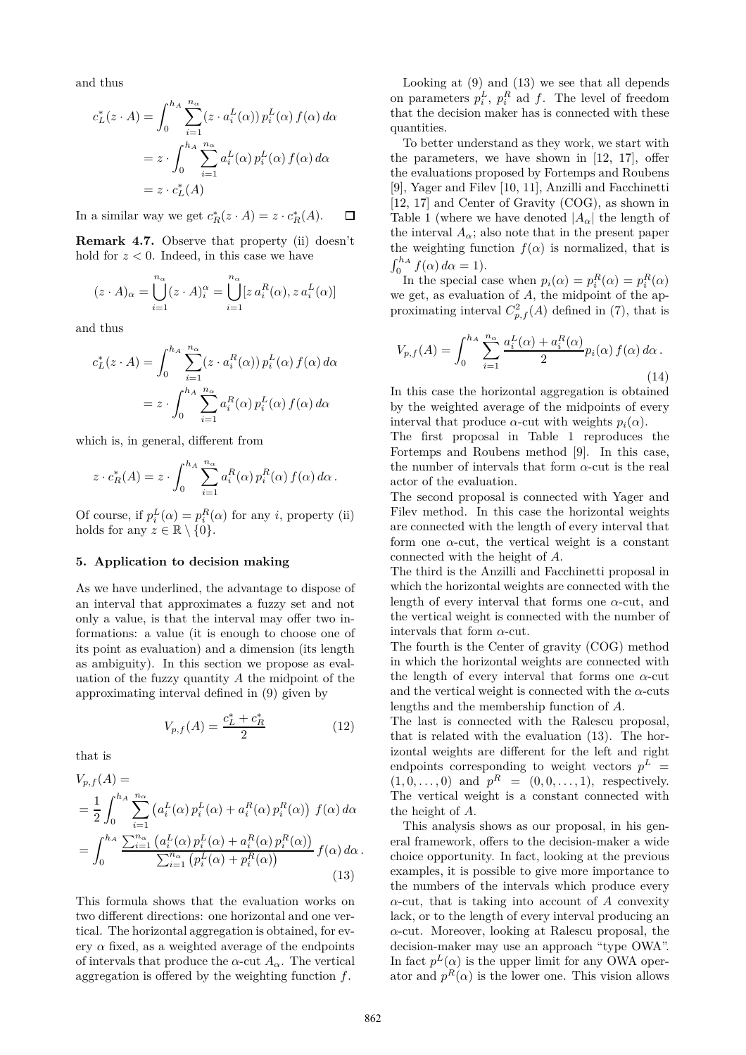and thus

$$
\begin{aligned}
c_L^*(z \cdot A) &= \int_0^{h_A} \sum_{i=1}^{n_\alpha} (z \cdot a_i^L(\alpha))\, p_i^L(\alpha)\, f(\alpha)\, d\alpha \\
&= z \cdot \int_0^{h_A} \sum_{i=1}^{n_\alpha} a_i^L(\alpha)\, p_i^L(\alpha)\, f(\alpha)\, d\alpha \\
&= z \cdot c_L^*(A)
\end{aligned}
$$

In a similar way we get $c_R^*(z \cdot A) = z \cdot c_R^*(A)$. □

**Remark 4.7.** Observe that property (ii) doesn't hold for $z < 0$. Indeed, in this case we have

$$
(z \cdot A)_\alpha = \bigcup_{i=1}^{n_\alpha} (z \cdot A)_i^\alpha = \bigcup_{i=1}^{n_\alpha} [z\, a_i^R(\alpha), z\, a_i^L(\alpha)]
$$

and thus

$$
\begin{aligned}
c_L^*(z \cdot A) &= \int_0^{h_A} \sum_{i=1}^{n_\alpha} (z \cdot a_i^R(\alpha))\, p_i^L(\alpha)\, f(\alpha)\, d\alpha \\
&= z \cdot \int_0^{h_A} \sum_{i=1}^{n_\alpha} a_i^R(\alpha)\, p_i^L(\alpha)\, f(\alpha)\, d\alpha
\end{aligned}
$$

which is, in general, different from

$$
z \cdot c_R^*(A) = z \cdot \int_0^{h_A} \sum_{i=1}^{n_\alpha} a_i^R(\alpha)\, p_i^R(\alpha)\, f(\alpha)\, d\alpha \,.
$$

Of course, if $p_i^L(\alpha) = p_i^R(\alpha)$ for any $i$, property (ii) holds for any $z \in \mathbb{R} \setminus \{0\}$.

## 5. Application to decision making

As we have underlined, the advantage to dispose of an interval that approximates a fuzzy set and not only a value, is that the interval may offer two informations: a value (it is enough to choose one of its point as evaluation) and a dimension (its length as ambiguity). In this section we propose as evaluation of the fuzzy quantity $A$ the midpoint of the approximating interval defined in (9) given by

$$
V_{p,f}(A) = \frac{c_L^* + c_R^*}{2} \tag{12}
$$

that is

$$
\begin{aligned}
V_{p,f}(A) &= \\
&= \frac{1}{2} \int_0^{h_A} \sum_{i=1}^{n_\alpha} \left( a_i^L(\alpha)\, p_i^L(\alpha) + a_i^R(\alpha)\, p_i^R(\alpha) \right) f(\alpha)\, d\alpha \\
&= \int_0^{h_A} \frac{\sum_{i=1}^{n_\alpha} \left( a_i^L(\alpha)\, p_i^L(\alpha) + a_i^R(\alpha)\, p_i^R(\alpha) \right)}{\sum_{i=1}^{n_\alpha} \left( p_i^L(\alpha) + p_i^R(\alpha) \right)} f(\alpha)\, d\alpha \,.
\end{aligned} \tag{13}
$$

This formula shows that the evaluation works on two different directions: one horizontal and one vertical. The horizontal aggregation is obtained, for every $\alpha$ fixed, as a weighted average of the endpoints of intervals that produce the $\alpha$-cut $A_\alpha$. The vertical aggregation is offered by the weighting function $f$.

Looking at (9) and (13) we see that all depends on parameters $p_i^L$, $p_i^R$ ad $f$. The level of freedom that the decision maker has is connected with these quantities.

To better understand as they work, we start with the parameters, we have shown in [12, 17], offer the evaluations proposed by Fortemps and Roubens [9], Yager and Filev [10, 11], Anzilli and Facchinetti [12, 17] and Center of Gravity (COG), as shown in Table 1 (where we have denoted $|A_\alpha|$ the length of the interval $A_\alpha$; also note that in the present paper the weighting function $f(\alpha)$ is normalized, that is $\int_0^{h_A} f(\alpha)\, d\alpha = 1$).

In the special case when $p_i(\alpha) = p_i^R(\alpha) = p_i^R(\alpha)$ we get, as evaluation of $A$, the midpoint of the approximating interval $C_{p,f}^2(A)$ defined in (7), that is

$$
V_{p,f}(A) = \int_0^{h_A} \sum_{i=1}^{n_\alpha} \frac{a_i^L(\alpha) + a_i^R(\alpha)}{2} p_i(\alpha)\, f(\alpha)\, d\alpha \,. \tag{14}
$$

In this case the horizontal aggregation is obtained by the weighted average of the midpoints of every interval that produce $\alpha$-cut with weights $p_i(\alpha)$.

The first proposal in Table 1 reproduces the Fortemps and Roubens method [9]. In this case, the number of intervals that form $\alpha$-cut is the real actor of the evaluation.

The second proposal is connected with Yager and Filev method. In this case the horizontal weights are connected with the length of every interval that form one $\alpha$-cut, the vertical weight is a constant connected with the height of $A$.

The third is the Anzilli and Facchinetti proposal in which the horizontal weights are connected with the length of every interval that forms one $\alpha$-cut, and the vertical weight is connected with the number of intervals that form $\alpha$-cut.

The fourth is the Center of gravity (COG) method in which the horizontal weights are connected with the length of every interval that forms one $\alpha$-cut and the vertical weight is connected with the $\alpha$-cuts lengths and the membership function of $A$.

The last is connected with the Ralescu proposal, that is related with the evaluation (13). The horizontal weights are different for the left and right endpoints corresponding to weight vectors $p^L = (1, 0, \ldots, 0)$ and $p^R = (0, 0, \ldots, 1)$, respectively. The vertical weight is a constant connected with the height of $A$.

This analysis shows as our proposal, in his general framework, offers to the decision-maker a wide choice opportunity. In fact, looking at the previous examples, it is possible to give more importance to the numbers of the intervals which produce every $\alpha$-cut, that is taking into account of $A$ convexity lack, or to the length of every interval producing an $\alpha$-cut. Moreover, looking at Ralescu proposal, the decision-maker may use an approach "type OWA". In fact $p^L(\alpha)$ is the upper limit for any OWA operator and $p^R(\alpha)$ is the lower one. This vision allows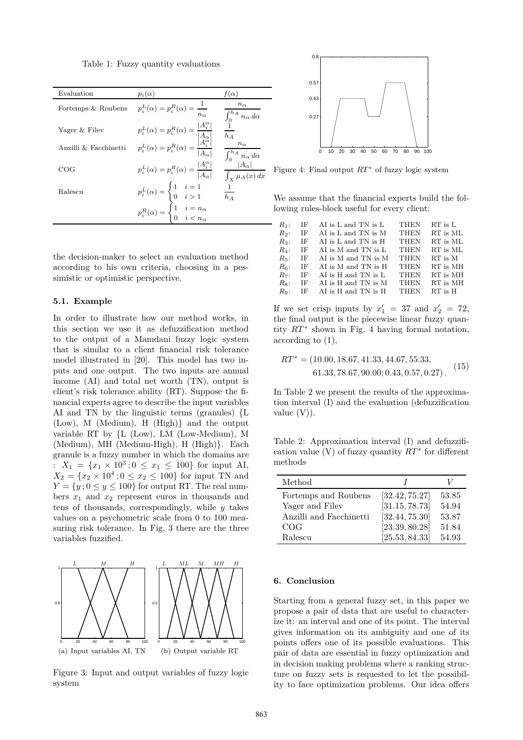Table 1: Fuzzy quantity evaluations

| Evaluation | $p_i(\alpha)$ | $f(\alpha)$ |
|---|---|---|
| Fortemps & Roubens | $p_i^L(\alpha) = p_i^R(\alpha) = \dfrac{1}{n_\alpha}$ | $\dfrac{n_\alpha}{\int_0^{h_A} n_\alpha \, d\alpha}$ |
| Yager & Filev | $p_i^L(\alpha) = p_i^R(\alpha) = \dfrac{\lvert A_i^\alpha \rvert}{\lvert A_\alpha \rvert}$ | $\dfrac{1}{h_A}$ |
| Anzilli & Facchinetti | $p_i^L(\alpha) = p_i^R(\alpha) = \dfrac{\lvert A_i^\alpha \rvert}{\lvert A_\alpha \rvert}$ | $\dfrac{n_\alpha}{\int_0^{h_A} n_\alpha \, d\alpha}$ |
| COG | $p_i^L(\alpha) = p_i^R(\alpha) = \dfrac{\lvert A_i^\alpha \rvert}{\lvert A_\alpha \rvert}$ | $\dfrac{\lvert A_\alpha \rvert}{\int_X \mu_A(x)\, dx}$ |
| Ralescu | $p_i^L(\alpha) = \begin{cases} 1 & i = 1 \\ 0 & i > 1 \end{cases}$ $p_i^R(\alpha) = \begin{cases} 1 & i = n_\alpha \\ 0 & i < n_\alpha \end{cases}$ | $\dfrac{1}{h_A}$ |

the decision-maker to select an evaluation method according to his own criteria, choosing in a pessimistic or optimistic perspective.

### 5.1. Example

In order to illustrate how our method works, in this section we use it as defuzzification method to the output of a Mamdani fuzzy logic system that is similar to a client financial risk tolerance model illustrated in [20]. This model has two inputs and one output. The two inputs are annual income (AI) and total net worth (TN), output is client's risk tolerance ability (RT). Suppose the financial experts agree to describe the input variables AI and TN by the linguistic terms (granules) {L (Low), M (Medium), H (High)} and the output variable RT by {L (Low), LM (Low-Medium), M (Medium), MH (Medium-High), H (High)}. Each granule is a fuzzy number in which the domains are : $X_1 = \{x_1 \times 10^3 ; 0 \leq x_1 \leq 100\}$ for input AI, $X_2 = \{x_2 \times 10^4 ; 0 \leq x_2 \leq 100\}$ for input TN and $Y = \{y ; 0 \leq y \leq 100\}$ for output RT. The real numbers $x_1$ and $x_2$ represent euros in thousands and tens of thousands, correspondingly, while $y$ takes values on a psychometric scale from 0 to 100 measuring risk tolerance. In Fig. 3 there are the three variables fuzzified.

(a) Input variables AI, TN

(b) Output variable RT

Figure 3: Input and output variables of fuzzy logic system

Figure 4: Final output $RT^*$ of fuzzy logic system

We assume that the financial experts build the following rules-block useful for every client:

| | | | | |
|---|---|---|---|---|
| $R_1$: | IF | AI is L and TN is L | THEN | RT is L |
| $R_2$: | IF | AI is L and TN is M | THEN | RT is ML |
| $R_3$: | IF | AI is L and TN is H | THEN | RT is ML |
| $R_4$: | IF | AI is M and TN is L | THEN | RT is ML |
| $R_5$: | IF | AI is M and TN is M | THEN | RT is M |
| $R_6$: | IF | AI is M and TN is H | THEN | RT is MH |
| $R_7$: | IF | AI is H and TN is L | THEN | RT is MH |
| $R_8$: | IF | AI is H and TN is M | THEN | RT is MH |
| $R_9$: | IF | AI is H and TN is H | THEN | RT is H |

If we set crisp inputs by $x_1' = 37$ and $x_2' = 72$, the final output is the piecewise linear fuzzy quantity $RT^*$ shown in Fig. 4 having formal notation, according to (1),

$$RT^* = (10.00, 18.67, 41.33, 44.67, 55.33, 61.33, 78.67, 90.00; 0.43, 0.57, 0.27). \tag{15}$$

In Table 2 we present the results of the approximation interval (I) and the evaluation (defuzzification value (V)).

Table 2: Approximation interval (I) and defuzzification value (V) of fuzzy quantity $RT^*$ for different methods

| Method | $I$ | $V$ |
|---|---|---|
| Fortemps and Roubens | $[32.42, 75.27]$ | 53.85 |
| Yager and Filev | $[31.15, 78.73]$ | 54.94 |
| Anzilli and Facchinetti | $[32.44, 75.30]$ | 53.87 |
| COG | $[23.39, 80.28]$ | 51.84 |
| Ralescu | $[25.53, 84.33]$ | 54.93 |

### 6. Conclusion

Starting from a general fuzzy set, in this paper we propose a pair of data that are useful to characterize it: an interval and one of its point. The interval gives information on its ambiguity and one of its points offers one of its possible evaluations. This pair of data are essential in fuzzy optimization and in decision making problems where a ranking structure on fuzzy sets is requested to let the possibility to face optimization problems. Our idea offers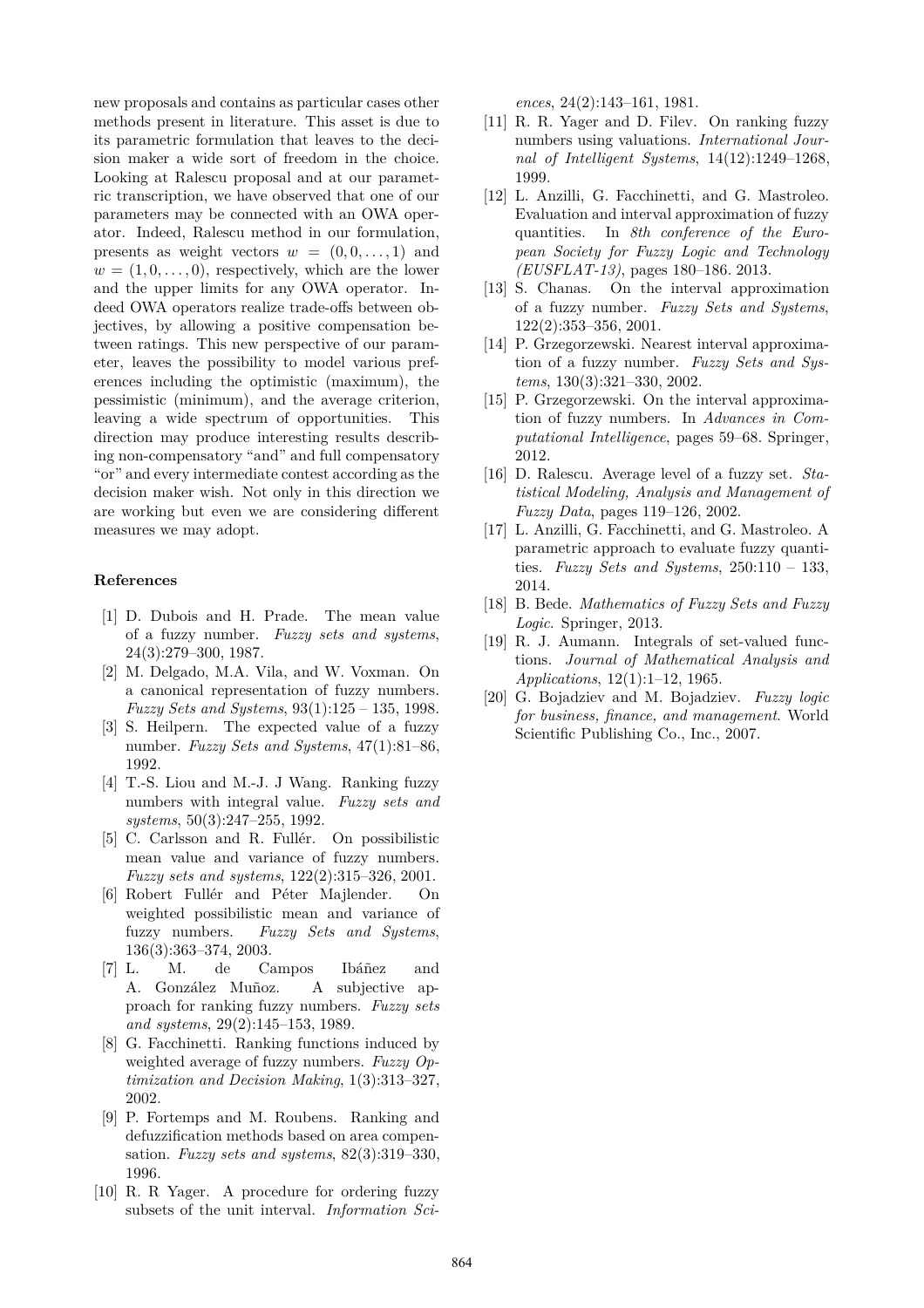new proposals and contains as particular cases other methods present in literature. This asset is due to its parametric formulation that leaves to the decision maker a wide sort of freedom in the choice. Looking at Ralescu proposal and at our parametric transcription, we have observed that one of our parameters may be connected with an OWA operator. Indeed, Ralescu method in our formulation, presents as weight vectors $w = (0, 0, \ldots, 1)$ and $w = (1, 0, \ldots, 0)$, respectively, which are the lower and the upper limits for any OWA operator. Indeed OWA operators realize trade-offs between objectives, by allowing a positive compensation between ratings. This new perspective of our parameter, leaves the possibility to model various preferences including the optimistic (maximum), the pessimistic (minimum), and the average criterion, leaving a wide spectrum of opportunities. This direction may produce interesting results describing non-compensatory "and" and full compensatory "or" and every intermediate contest according as the decision maker wish. Not only in this direction we are working but even we are considering different measures we may adopt.

#### References

[1] D. Dubois and H. Prade. The mean value of a fuzzy number. *Fuzzy sets and systems*, 24(3):279–300, 1987.

[2] M. Delgado, M.A. Vila, and W. Voxman. On a canonical representation of fuzzy numbers. *Fuzzy Sets and Systems*, 93(1):125 – 135, 1998.

[3] S. Heilpern. The expected value of a fuzzy number. *Fuzzy Sets and Systems*, 47(1):81–86, 1992.

[4] T.-S. Liou and M.-J. J Wang. Ranking fuzzy numbers with integral value. *Fuzzy sets and systems*, 50(3):247–255, 1992.

[5] C. Carlsson and R. Fullér. On possibilistic mean value and variance of fuzzy numbers. *Fuzzy sets and systems*, 122(2):315–326, 2001.

[6] Robert Fullér and Péter Majlender. On weighted possibilistic mean and variance of fuzzy numbers. *Fuzzy Sets and Systems*, 136(3):363–374, 2003.

[7] L. M. de Campos Ibáñez and A. González Muñoz. A subjective approach for ranking fuzzy numbers. *Fuzzy sets and systems*, 29(2):145–153, 1989.

[8] G. Facchinetti. Ranking functions induced by weighted average of fuzzy numbers. *Fuzzy Optimization and Decision Making*, 1(3):313–327, 2002.

[9] P. Fortemps and M. Roubens. Ranking and defuzzification methods based on area compensation. *Fuzzy sets and systems*, 82(3):319–330, 1996.

[10] R. R Yager. A procedure for ordering fuzzy subsets of the unit interval. *Information Sciences*, 24(2):143–161, 1981.

[11] R. R. Yager and D. Filev. On ranking fuzzy numbers using valuations. *International Journal of Intelligent Systems*, 14(12):1249–1268, 1999.

[12] L. Anzilli, G. Facchinetti, and G. Mastroleo. Evaluation and interval approximation of fuzzy quantities. In *8th conference of the European Society for Fuzzy Logic and Technology (EUSFLAT-13)*, pages 180–186. 2013.

[13] S. Chanas. On the interval approximation of a fuzzy number. *Fuzzy Sets and Systems*, 122(2):353–356, 2001.

[14] P. Grzegorzewski. Nearest interval approximation of a fuzzy number. *Fuzzy Sets and Systems*, 130(3):321–330, 2002.

[15] P. Grzegorzewski. On the interval approximation of fuzzy numbers. In *Advances in Computational Intelligence*, pages 59–68. Springer, 2012.

[16] D. Ralescu. Average level of a fuzzy set. *Statistical Modeling, Analysis and Management of Fuzzy Data*, pages 119–126, 2002.

[17] L. Anzilli, G. Facchinetti, and G. Mastroleo. A parametric approach to evaluate fuzzy quantities. *Fuzzy Sets and Systems*, 250:110 – 133, 2014.

[18] B. Bede. *Mathematics of Fuzzy Sets and Fuzzy Logic*. Springer, 2013.

[19] R. J. Aumann. Integrals of set-valued functions. *Journal of Mathematical Analysis and Applications*, 12(1):1–12, 1965.

[20] G. Bojadziev and M. Bojadziev. *Fuzzy logic for business, finance, and management*. World Scientific Publishing Co., Inc., 2007.